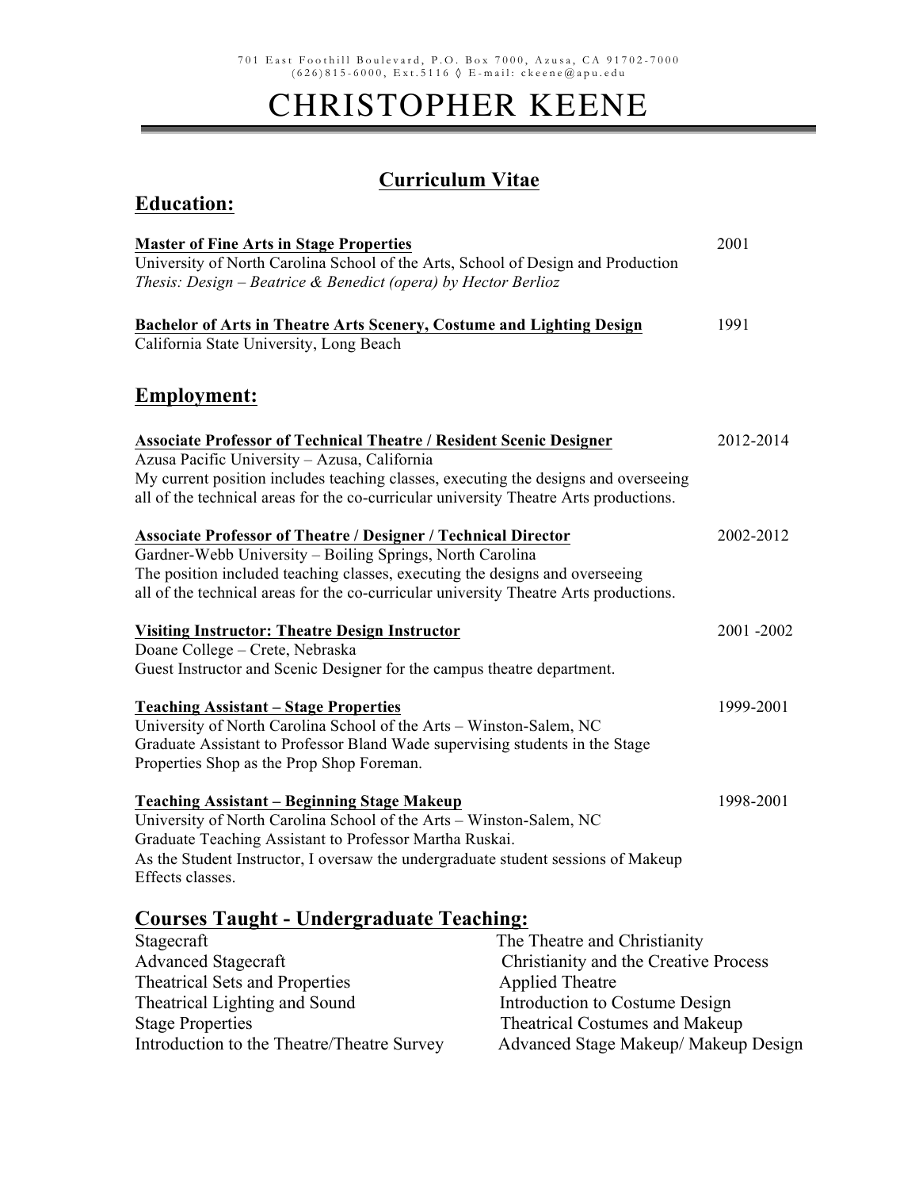701 East Foothill Boulevard, P.O. Box 7000, Azusa, CA 91702-7000
(626)815-6000, Ext.5116 ◊ E-mail: ckeene@apu.edu

# CHRISTOPHER KEENE

## Curriculum Vitae

## Education:

**Master of Fine Arts in Stage Properties** — 2001
University of North Carolina School of the Arts, School of Design and Production
*Thesis: Design – Beatrice & Benedict (opera) by Hector Berlioz*

**Bachelor of Arts in Theatre Arts Scenery, Costume and Lighting Design** — 1991
California State University, Long Beach

## Employment:

**Associate Professor of Technical Theatre / Resident Scenic Designer** — 2012-2014
Azusa Pacific University – Azusa, California
My current position includes teaching classes, executing the designs and overseeing all of the technical areas for the co-curricular university Theatre Arts productions.

**Associate Professor of Theatre / Designer / Technical Director** — 2002-2012
Gardner-Webb University – Boiling Springs, North Carolina
The position included teaching classes, executing the designs and overseeing all of the technical areas for the co-curricular university Theatre Arts productions.

**Visiting Instructor: Theatre Design Instructor** — 2001 -2002
Doane College – Crete, Nebraska
Guest Instructor and Scenic Designer for the campus theatre department.

**Teaching Assistant – Stage Properties** — 1999-2001
University of North Carolina School of the Arts – Winston-Salem, NC
Graduate Assistant to Professor Bland Wade supervising students in the Stage Properties Shop as the Prop Shop Foreman.

**Teaching Assistant – Beginning Stage Makeup** — 1998-2001
University of North Carolina School of the Arts – Winston-Salem, NC
Graduate Teaching Assistant to Professor Martha Ruskai.
As the Student Instructor, I oversaw the undergraduate student sessions of Makeup Effects classes.

## Courses Taught - Undergraduate Teaching:

- Stagecraft
- Advanced Stagecraft
- Theatrical Sets and Properties
- Theatrical Lighting and Sound
- Stage Properties
- Introduction to the Theatre/Theatre Survey
- The Theatre and Christianity
- Christianity and the Creative Process
- Applied Theatre
- Introduction to Costume Design
- Theatrical Costumes and Makeup
- Advanced Stage Makeup/ Makeup Design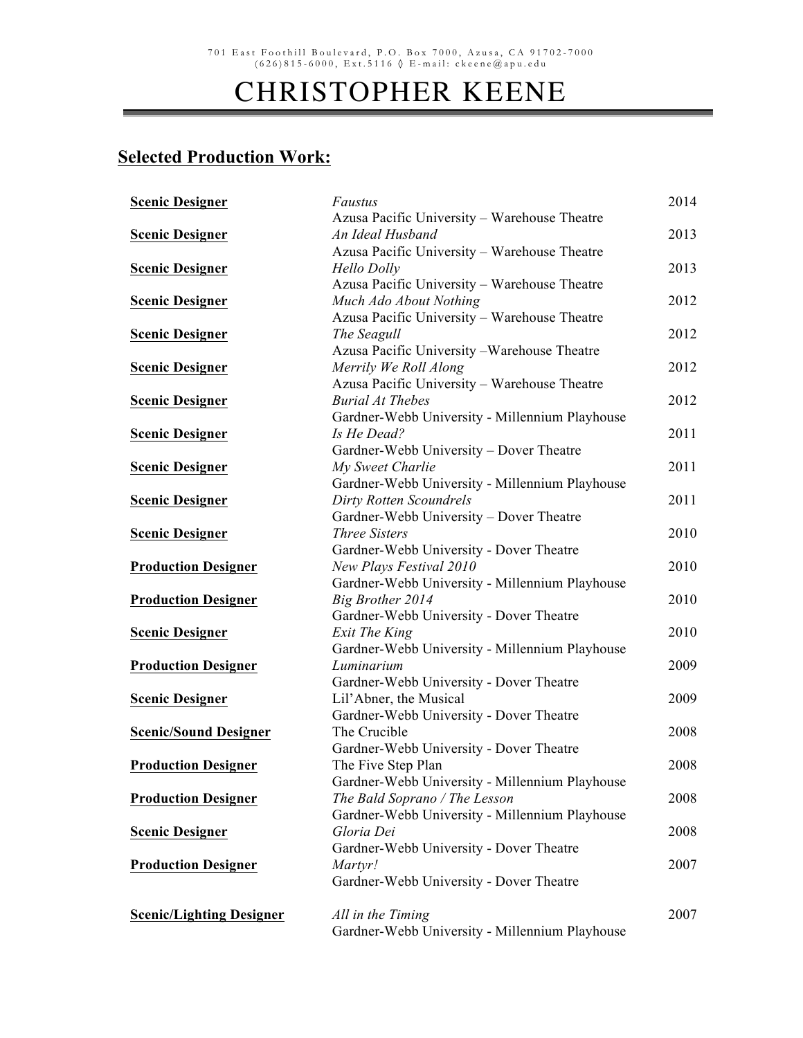701 East Foothill Boulevard, P.O. Box 7000, Azusa, CA 91702-7000
(626)815-6000, Ext.5116 ◊ E-mail: ckeene@apu.edu

# CHRISTOPHER KEENE

## Selected Production Work:

| | | |
|---|---|---|
| **Scenic Designer** | *Faustus*<br>Azusa Pacific University – Warehouse Theatre | 2014 |
| **Scenic Designer** | *An Ideal Husband*<br>Azusa Pacific University – Warehouse Theatre | 2013 |
| **Scenic Designer** | *Hello Dolly*<br>Azusa Pacific University – Warehouse Theatre | 2013 |
| **Scenic Designer** | *Much Ado About Nothing*<br>Azusa Pacific University – Warehouse Theatre | 2012 |
| **Scenic Designer** | *The Seagull*<br>Azusa Pacific University –Warehouse Theatre | 2012 |
| **Scenic Designer** | *Merrily We Roll Along*<br>Azusa Pacific University – Warehouse Theatre | 2012 |
| **Scenic Designer** | *Burial At Thebes*<br>Gardner-Webb University - Millennium Playhouse | 2012 |
| **Scenic Designer** | *Is He Dead?*<br>Gardner-Webb University – Dover Theatre | 2011 |
| **Scenic Designer** | *My Sweet Charlie*<br>Gardner-Webb University - Millennium Playhouse | 2011 |
| **Scenic Designer** | *Dirty Rotten Scoundrels*<br>Gardner-Webb University – Dover Theatre | 2011 |
| **Scenic Designer** | *Three Sisters*<br>Gardner-Webb University - Dover Theatre | 2010 |
| **Production Designer** | *New Plays Festival 2010*<br>Gardner-Webb University - Millennium Playhouse | 2010 |
| **Production Designer** | *Big Brother 2014*<br>Gardner-Webb University - Dover Theatre | 2010 |
| **Scenic Designer** | *Exit The King*<br>Gardner-Webb University - Millennium Playhouse | 2010 |
| **Production Designer** | *Luminarium*<br>Gardner-Webb University - Dover Theatre | 2009 |
| **Scenic Designer** | Lil'Abner, the Musical<br>Gardner-Webb University - Dover Theatre | 2009 |
| **Scenic/Sound Designer** | The Crucible<br>Gardner-Webb University - Dover Theatre | 2008 |
| **Production Designer** | The Five Step Plan<br>Gardner-Webb University - Millennium Playhouse | 2008 |
| **Production Designer** | *The Bald Soprano / The Lesson*<br>Gardner-Webb University - Millennium Playhouse | 2008 |
| **Scenic Designer** | *Gloria Dei*<br>Gardner-Webb University - Dover Theatre | 2008 |
| **Production Designer** | *Martyr!*<br>Gardner-Webb University - Dover Theatre | 2007 |
| **Scenic/Lighting Designer** | *All in the Timing*<br>Gardner-Webb University - Millennium Playhouse | 2007 |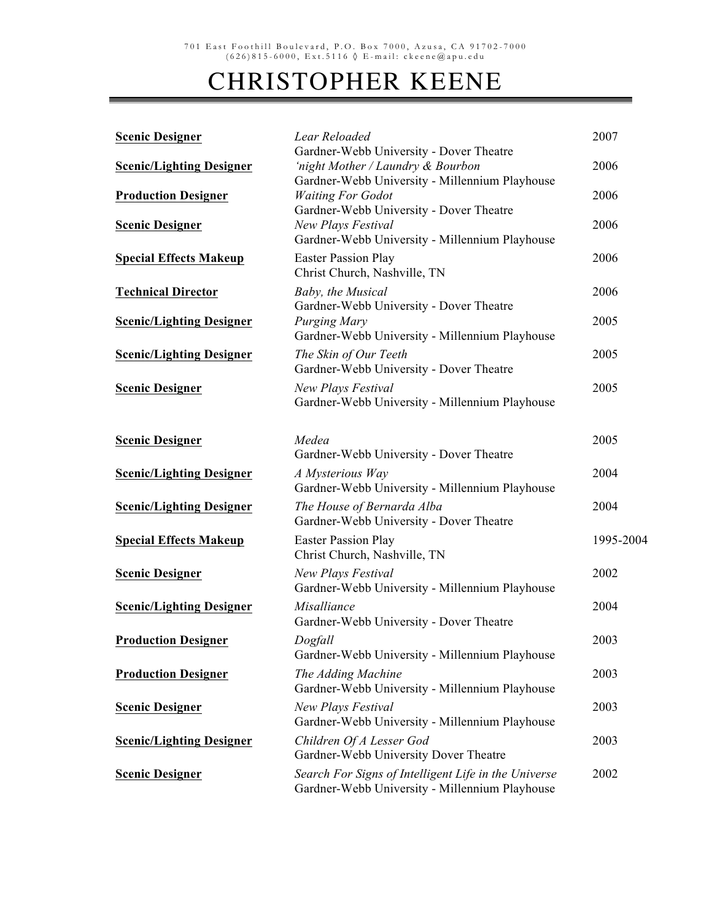701 East Foothill Boulevard, P.O. Box 7000, Azusa, CA 91702-7000
(626)815-6000, Ext.5116 ◊ E-mail: ckeene@apu.edu

# CHRISTOPHER KEENE

| | | |
|---|---|---|
| **Scenic Designer** | *Lear Reloaded*<br>Gardner-Webb University - Dover Theatre | 2007 |
| **Scenic/Lighting Designer** | *'night Mother / Laundry & Bourbon*<br>Gardner-Webb University - Millennium Playhouse | 2006 |
| **Production Designer** | *Waiting For Godot*<br>Gardner-Webb University - Dover Theatre | 2006 |
| **Scenic Designer** | *New Plays Festival*<br>Gardner-Webb University - Millennium Playhouse | 2006 |
| **Special Effects Makeup** | Easter Passion Play<br>Christ Church, Nashville, TN | 2006 |
| **Technical Director** | *Baby, the Musical*<br>Gardner-Webb University - Dover Theatre | 2006 |
| **Scenic/Lighting Designer** | *Purging Mary*<br>Gardner-Webb University - Millennium Playhouse | 2005 |
| **Scenic/Lighting Designer** | *The Skin of Our Teeth*<br>Gardner-Webb University - Dover Theatre | 2005 |
| **Scenic Designer** | *New Plays Festival*<br>Gardner-Webb University - Millennium Playhouse | 2005 |
| **Scenic Designer** | *Medea*<br>Gardner-Webb University - Dover Theatre | 2005 |
| **Scenic/Lighting Designer** | *A Mysterious Way*<br>Gardner-Webb University - Millennium Playhouse | 2004 |
| **Scenic/Lighting Designer** | *The House of Bernarda Alba*<br>Gardner-Webb University - Dover Theatre | 2004 |
| **Special Effects Makeup** | Easter Passion Play<br>Christ Church, Nashville, TN | 1995-2004 |
| **Scenic Designer** | *New Plays Festival*<br>Gardner-Webb University - Millennium Playhouse | 2002 |
| **Scenic/Lighting Designer** | *Misalliance*<br>Gardner-Webb University - Dover Theatre | 2004 |
| **Production Designer** | *Dogfall*<br>Gardner-Webb University - Millennium Playhouse | 2003 |
| **Production Designer** | *The Adding Machine*<br>Gardner-Webb University - Millennium Playhouse | 2003 |
| **Scenic Designer** | *New Plays Festival*<br>Gardner-Webb University - Millennium Playhouse | 2003 |
| **Scenic/Lighting Designer** | *Children Of A Lesser God*<br>Gardner-Webb University Dover Theatre | 2003 |
| **Scenic Designer** | *Search For Signs of Intelligent Life in the Universe*<br>Gardner-Webb University - Millennium Playhouse | 2002 |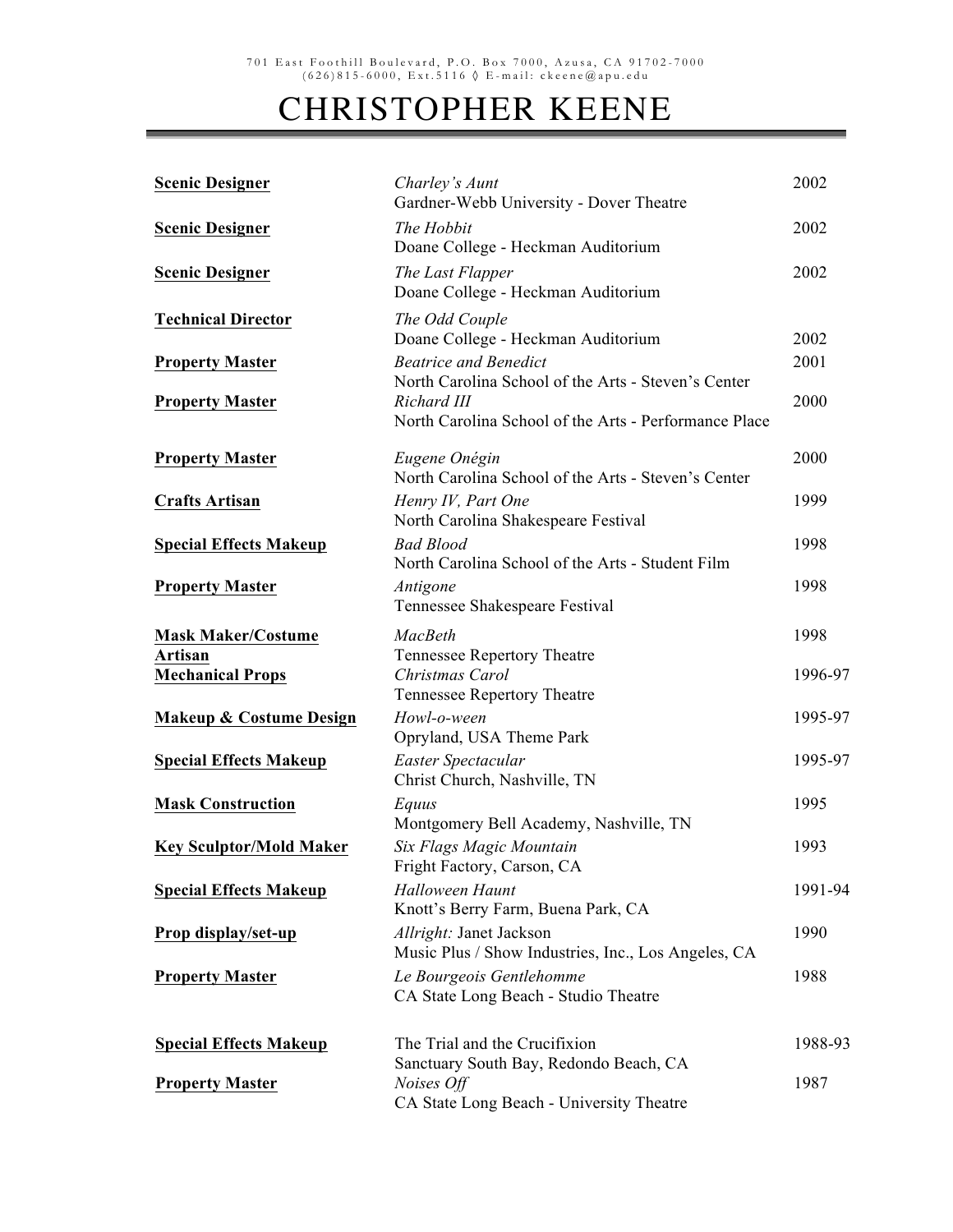701 East Foothill Boulevard, P.O. Box 7000, Azusa, CA 91702-7000
(626)815-6000, Ext.5116 ◊ E-mail: ckeene@apu.edu

# CHRISTOPHER KEENE

| | | |
|---|---|---|
| **Scenic Designer** | *Charley's Aunt*<br>Gardner-Webb University - Dover Theatre | 2002 |
| **Scenic Designer** | *The Hobbit*<br>Doane College - Heckman Auditorium | 2002 |
| **Scenic Designer** | *The Last Flapper*<br>Doane College - Heckman Auditorium | 2002 |
| **Technical Director** | *The Odd Couple*<br>Doane College - Heckman Auditorium | 2002 |
| **Property Master** | *Beatrice and Benedict*<br>North Carolina School of the Arts - Steven's Center | 2001 |
| **Property Master** | *Richard III*<br>North Carolina School of the Arts - Performance Place | 2000 |
| **Property Master** | *Eugene Onégin*<br>North Carolina School of the Arts - Steven's Center | 2000 |
| **Crafts Artisan** | *Henry IV, Part One*<br>North Carolina Shakespeare Festival | 1999 |
| **Special Effects Makeup** | *Bad Blood*<br>North Carolina School of the Arts - Student Film | 1998 |
| **Property Master** | *Antigone*<br>Tennessee Shakespeare Festival | 1998 |
| **Mask Maker/Costume Artisan** | *MacBeth*<br>Tennessee Repertory Theatre | 1998 |
| **Mechanical Props** | *Christmas Carol*<br>Tennessee Repertory Theatre | 1996-97 |
| **Makeup & Costume Design** | *Howl-o-ween*<br>Opryland, USA Theme Park | 1995-97 |
| **Special Effects Makeup** | *Easter Spectacular*<br>Christ Church, Nashville, TN | 1995-97 |
| **Mask Construction** | *Equus*<br>Montgomery Bell Academy, Nashville, TN | 1995 |
| **Key Sculptor/Mold Maker** | *Six Flags Magic Mountain*<br>Fright Factory, Carson, CA | 1993 |
| **Special Effects Makeup** | *Halloween Haunt*<br>Knott's Berry Farm, Buena Park, CA | 1991-94 |
| **Prop display/set-up** | *Allright:* Janet Jackson<br>Music Plus / Show Industries, Inc., Los Angeles, CA | 1990 |
| **Property Master** | *Le Bourgeois Gentlehomme*<br>CA State Long Beach - Studio Theatre | 1988 |
| **Special Effects Makeup** | The Trial and the Crucifixion<br>Sanctuary South Bay, Redondo Beach, CA | 1988-93 |
| **Property Master** | *Noises Off*<br>CA State Long Beach - University Theatre | 1987 |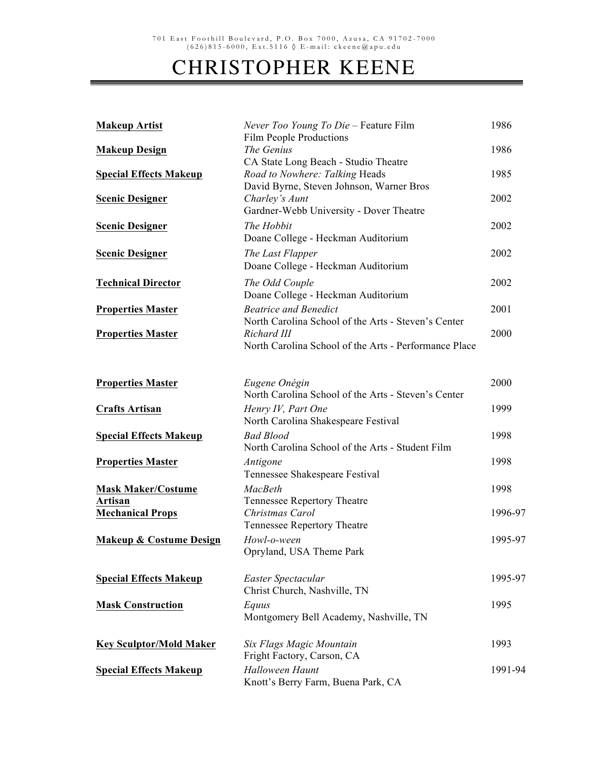701 East Foothill Boulevard, P.O. Box 7000, Azusa, CA 91702-7000
(626)815-6000, Ext.5116 ◊ E-mail: ckeene@apu.edu

# CHRISTOPHER KEENE

| | | |
|---|---|---|
| **Makeup Artist** | *Never Too Young To Die* – Feature Film<br>Film People Productions | 1986 |
| **Makeup Design** | *The Genius*<br>CA State Long Beach - Studio Theatre | 1986 |
| **Special Effects Makeup** | *Road to Nowhere: Talking* Heads<br>David Byrne, Steven Johnson, Warner Bros | 1985 |
| **Scenic Designer** | *Charley's Aunt*<br>Gardner-Webb University - Dover Theatre | 2002 |
| **Scenic Designer** | *The Hobbit*<br>Doane College - Heckman Auditorium | 2002 |
| **Scenic Designer** | *The Last Flapper*<br>Doane College - Heckman Auditorium | 2002 |
| **Technical Director** | *The Odd Couple*<br>Doane College - Heckman Auditorium | 2002 |
| **Properties Master** | *Beatrice and Benedict*<br>North Carolina School of the Arts - Steven's Center | 2001 |
| **Properties Master** | *Richard III*<br>North Carolina School of the Arts - Performance Place | 2000 |
| **Properties Master** | *Eugene Onégin*<br>North Carolina School of the Arts - Steven's Center | 2000 |
| **Crafts Artisan** | *Henry IV, Part One*<br>North Carolina Shakespeare Festival | 1999 |
| **Special Effects Makeup** | *Bad Blood*<br>North Carolina School of the Arts - Student Film | 1998 |
| **Properties Master** | *Antigone*<br>Tennessee Shakespeare Festival | 1998 |
| **Mask Maker/Costume Artisan** | *MacBeth*<br>Tennessee Repertory Theatre | 1998 |
| **Mechanical Props** | *Christmas Carol*<br>Tennessee Repertory Theatre | 1996-97 |
| **Makeup & Costume Design** | *Howl-o-ween*<br>Opryland, USA Theme Park | 1995-97 |
| **Special Effects Makeup** | *Easter Spectacular*<br>Christ Church, Nashville, TN | 1995-97 |
| **Mask Construction** | *Equus*<br>Montgomery Bell Academy, Nashville, TN | 1995 |
| **Key Sculptor/Mold Maker** | *Six Flags Magic Mountain*<br>Fright Factory, Carson, CA | 1993 |
| **Special Effects Makeup** | *Halloween Haunt*<br>Knott's Berry Farm, Buena Park, CA | 1991-94 |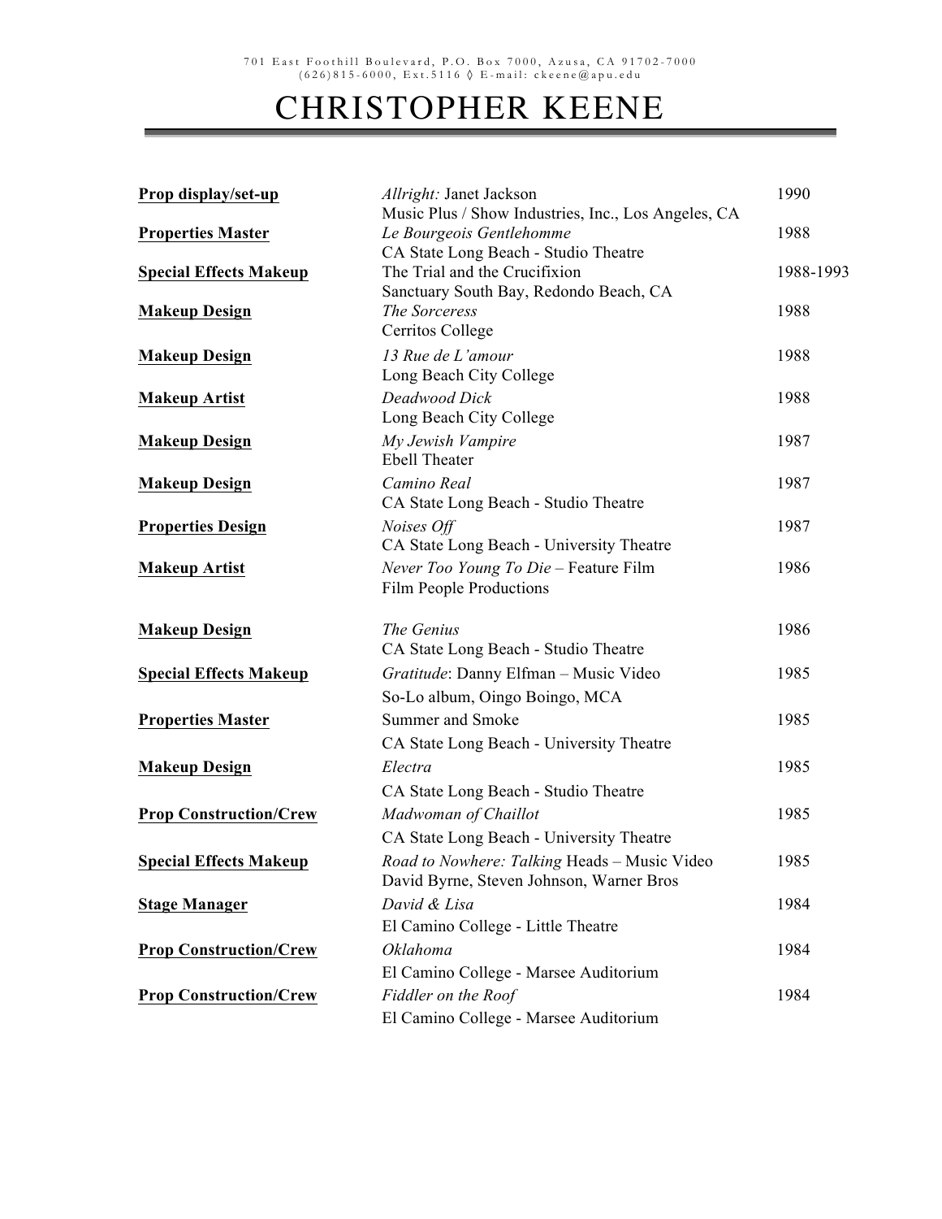701 East Foothill Boulevard, P.O. Box 7000, Azusa, CA 91702-7000
(626)815-6000, Ext.5116 ◊ E-mail: ckeene@apu.edu

# CHRISTOPHER KEENE

| | | |
|---|---|---|
| **Prop display/set-up** | *Allright:* Janet Jackson<br>Music Plus / Show Industries, Inc., Los Angeles, CA | 1990 |
| **Properties Master** | *Le Bourgeois Gentlehomme*<br>CA State Long Beach - Studio Theatre | 1988 |
| **Special Effects Makeup** | The Trial and the Crucifixion<br>Sanctuary South Bay, Redondo Beach, CA | 1988-1993 |
| **Makeup Design** | *The Sorceress*<br>Cerritos College | 1988 |
| **Makeup Design** | *13 Rue de L'amour*<br>Long Beach City College | 1988 |
| **Makeup Artist** | *Deadwood Dick*<br>Long Beach City College | 1988 |
| **Makeup Design** | *My Jewish Vampire*<br>Ebell Theater | 1987 |
| **Makeup Design** | *Camino Real*<br>CA State Long Beach - Studio Theatre | 1987 |
| **Properties Design** | *Noises Off*<br>CA State Long Beach - University Theatre | 1987 |
| **Makeup Artist** | *Never Too Young To Die* – Feature Film<br>Film People Productions | 1986 |
| **Makeup Design** | *The Genius*<br>CA State Long Beach - Studio Theatre | 1986 |
| **Special Effects Makeup** | *Gratitude*: Danny Elfman – Music Video<br>So-Lo album, Oingo Boingo, MCA | 1985 |
| **Properties Master** | Summer and Smoke<br>CA State Long Beach - University Theatre | 1985 |
| **Makeup Design** | *Electra*<br>CA State Long Beach - Studio Theatre | 1985 |
| **Prop Construction/Crew** | *Madwoman of Chaillot*<br>CA State Long Beach - University Theatre | 1985 |
| **Special Effects Makeup** | *Road to Nowhere: Talking* Heads – Music Video<br>David Byrne, Steven Johnson, Warner Bros | 1985 |
| **Stage Manager** | *David & Lisa*<br>El Camino College - Little Theatre | 1984 |
| **Prop Construction/Crew** | *Oklahoma*<br>El Camino College - Marsee Auditorium | 1984 |
| **Prop Construction/Crew** | *Fiddler on the Roof*<br>El Camino College - Marsee Auditorium | 1984 |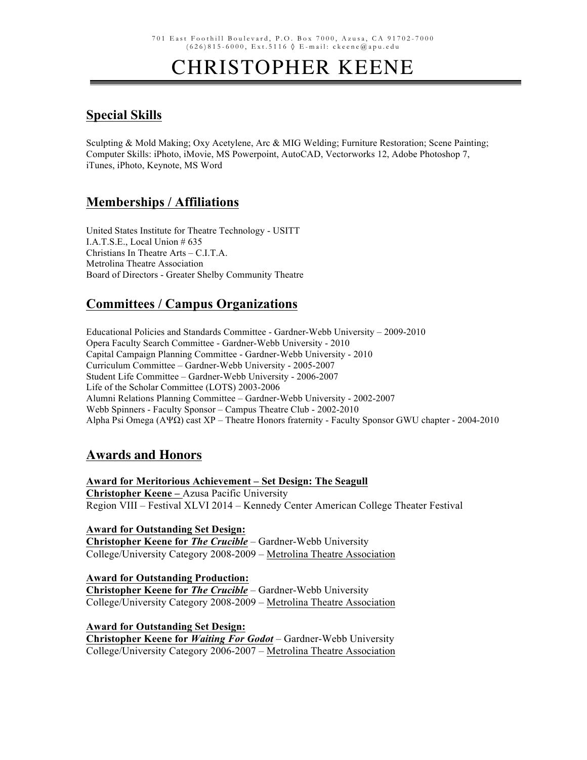701 East Foothill Boulevard, P.O. Box 7000, Azusa, CA 91702-7000
(626)815-6000, Ext.5116 ◊ E-mail: ckeene@apu.edu

# CHRISTOPHER KEENE

## Special Skills

Sculpting & Mold Making; Oxy Acetylene, Arc & MIG Welding; Furniture Restoration; Scene Painting; Computer Skills: iPhoto, iMovie, MS Powerpoint, AutoCAD, Vectorworks 12, Adobe Photoshop 7, iTunes, iPhoto, Keynote, MS Word

## Memberships / Affiliations

United States Institute for Theatre Technology - USITT
I.A.T.S.E., Local Union # 635
Christians In Theatre Arts – C.I.T.A.
Metrolina Theatre Association
Board of Directors - Greater Shelby Community Theatre

## Committees / Campus Organizations

Educational Policies and Standards Committee - Gardner-Webb University – 2009-2010
Opera Faculty Search Committee - Gardner-Webb University - 2010
Capital Campaign Planning Committee - Gardner-Webb University - 2010
Curriculum Committee – Gardner-Webb University - 2005-2007
Student Life Committee – Gardner-Webb University - 2006-2007
Life of the Scholar Committee (LOTS) 2003-2006
Alumni Relations Planning Committee – Gardner-Webb University - 2002-2007
Webb Spinners - Faculty Sponsor – Campus Theatre Club - 2002-2010
Alpha Psi Omega (AΨΩ) cast XP – Theatre Honors fraternity - Faculty Sponsor GWU chapter - 2004-2010

## Awards and Honors

**Award for Meritorious Achievement – Set Design: The Seagull**
**Christopher Keene –** Azusa Pacific University
Region VIII – Festival XLVI 2014 – Kennedy Center American College Theater Festival

**Award for Outstanding Set Design:**
**Christopher Keene for *The Crucible*** – Gardner-Webb University
College/University Category 2008-2009 – Metrolina Theatre Association

**Award for Outstanding Production:**
**Christopher Keene for *The Crucible*** – Gardner-Webb University
College/University Category 2008-2009 – Metrolina Theatre Association

**Award for Outstanding Set Design:**
**Christopher Keene for *Waiting For Godot*** – Gardner-Webb University
College/University Category 2006-2007 – Metrolina Theatre Association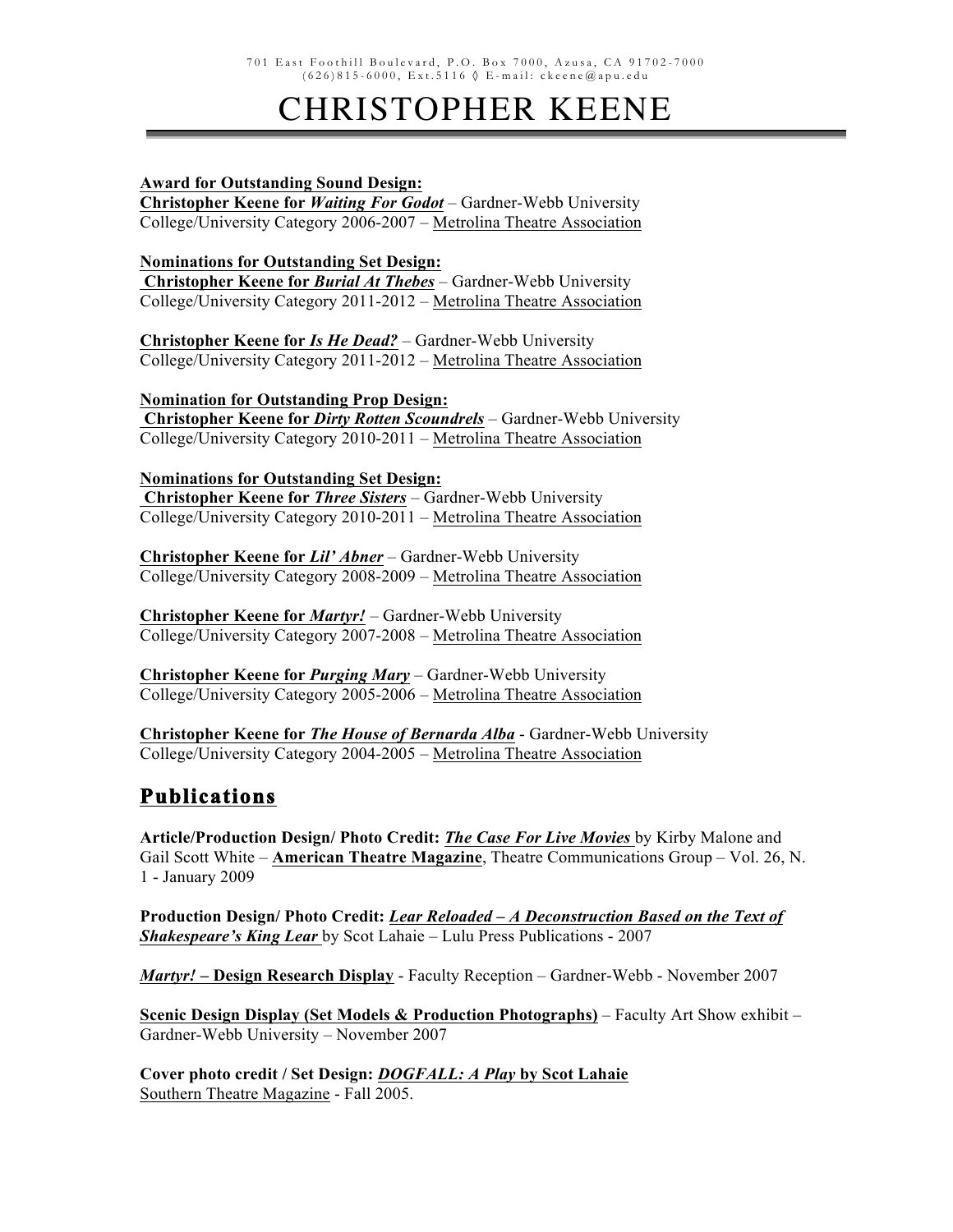701 East Foothill Boulevard, P.O. Box 7000, Azusa, CA 91702-7000
(626)815-6000, Ext.5116 ◊ E-mail: ckeene@apu.edu

# CHRISTOPHER KEENE

**Award for Outstanding Sound Design:**
**Christopher Keene for *Waiting For Godot*** – Gardner-Webb University
College/University Category 2006-2007 – Metrolina Theatre Association

**Nominations for Outstanding Set Design:**
**Christopher Keene for *Burial At Thebes*** – Gardner-Webb University
College/University Category 2011-2012 – Metrolina Theatre Association

**Christopher Keene for *Is He Dead?*** – Gardner-Webb University
College/University Category 2011-2012 – Metrolina Theatre Association

**Nomination for Outstanding Prop Design:**
**Christopher Keene for *Dirty Rotten Scoundrels*** – Gardner-Webb University
College/University Category 2010-2011 – Metrolina Theatre Association

**Nominations for Outstanding Set Design:**
**Christopher Keene for *Three Sisters*** – Gardner-Webb University
College/University Category 2010-2011 – Metrolina Theatre Association

**Christopher Keene for *Lil' Abner*** – Gardner-Webb University
College/University Category 2008-2009 – Metrolina Theatre Association

**Christopher Keene for *Martyr!*** – Gardner-Webb University
College/University Category 2007-2008 – Metrolina Theatre Association

**Christopher Keene for *Purging Mary*** – Gardner-Webb University
College/University Category 2005-2006 – Metrolina Theatre Association

**Christopher Keene for *The House of Bernarda Alba*** - Gardner-Webb University
College/University Category 2004-2005 – Metrolina Theatre Association

## Publications

**Article/Production Design/ Photo Credit:** ***The Case For Live Movies*** by Kirby Malone and Gail Scott White – **American Theatre Magazine**, Theatre Communications Group – Vol. 26, N. 1 - January 2009

**Production Design/ Photo Credit:** ***Lear Reloaded – A Deconstruction Based on the Text of Shakespeare's King Lear*** by Scot Lahaie – Lulu Press Publications - 2007

***Martyr!*** **– Design Research Display** - Faculty Reception – Gardner-Webb - November 2007

**Scenic Design Display (Set Models & Production Photographs)** – Faculty Art Show exhibit – Gardner-Webb University – November 2007

**Cover photo credit / Set Design:** ***DOGFALL: A Play*** **by Scot Lahaie**
Southern Theatre Magazine - Fall 2005.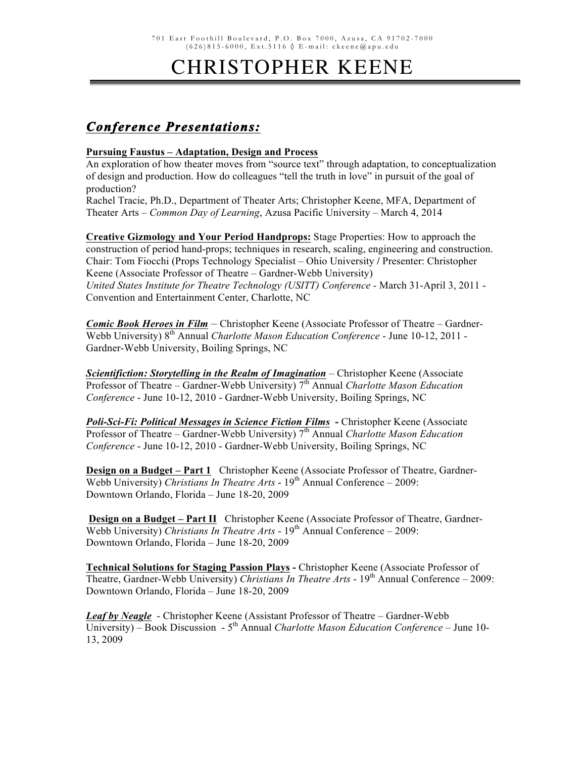701 East Foothill Boulevard, P.O. Box 7000, Azusa, CA 91702-7000
(626)815-6000, Ext.5116 ◊ E-mail: ckeene@apu.edu

# CHRISTOPHER KEENE

## ***Conference Presentations:***

**Pursuing Faustus – Adaptation, Design and Process**
An exploration of how theater moves from "source text" through adaptation, to conceptualization of design and production. How do colleagues "tell the truth in love" in pursuit of the goal of production?
Rachel Tracie, Ph.D., Department of Theater Arts; Christopher Keene, MFA, Department of Theater Arts – *Common Day of Learning*, Azusa Pacific University – March 4, 2014

**Creative Gizmology and Your Period Handprops:** Stage Properties: How to approach the construction of period hand-props; techniques in research, scaling, engineering and construction. Chair: Tom Fiocchi (Props Technology Specialist – Ohio University / Presenter: Christopher Keene (Associate Professor of Theatre – Gardner-Webb University)
*United States Institute for Theatre Technology (USITT) Conference* - March 31-April 3, 2011 - Convention and Entertainment Center, Charlotte, NC

***Comic Book Heroes in Film*** – Christopher Keene (Associate Professor of Theatre – Gardner-Webb University) 8th Annual *Charlotte Mason Education Conference* - June 10-12, 2011 - Gardner-Webb University, Boiling Springs, NC

***Scientifiction: Storytelling in the Realm of Imagination*** – Christopher Keene (Associate Professor of Theatre – Gardner-Webb University) 7th Annual *Charlotte Mason Education Conference* - June 10-12, 2010 - Gardner-Webb University, Boiling Springs, NC

***Poli-Sci-Fi: Political Messages in Science Fiction Films*** **-** Christopher Keene (Associate Professor of Theatre – Gardner-Webb University) 7th Annual *Charlotte Mason Education Conference* - June 10-12, 2010 - Gardner-Webb University, Boiling Springs, NC

**Design on a Budget – Part 1** Christopher Keene (Associate Professor of Theatre, Gardner-Webb University) *Christians In Theatre Arts* - 19th Annual Conference – 2009: Downtown Orlando, Florida – June 18-20, 2009

**Design on a Budget – Part II** Christopher Keene (Associate Professor of Theatre, Gardner-Webb University) *Christians In Theatre Arts* - 19th Annual Conference – 2009: Downtown Orlando, Florida – June 18-20, 2009

**Technical Solutions for Staging Passion Plays -** Christopher Keene (Associate Professor of Theatre, Gardner-Webb University) *Christians In Theatre Arts* - 19th Annual Conference – 2009: Downtown Orlando, Florida – June 18-20, 2009

***Leaf by Neagle*** - Christopher Keene (Assistant Professor of Theatre – Gardner-Webb University) – Book Discussion - 5th Annual *Charlotte Mason Education Conference* – June 10-13, 2009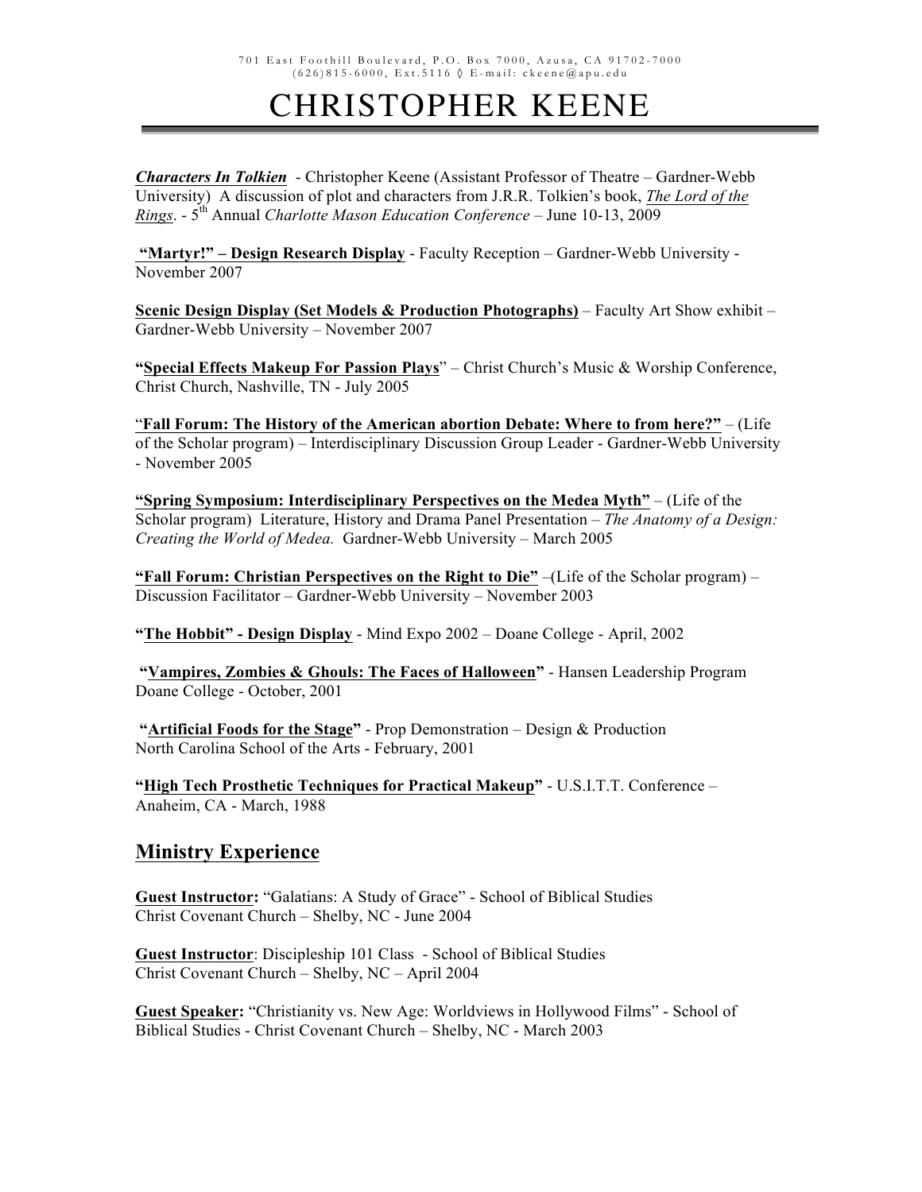**_Characters In Tolkien_** - Christopher Keene (Assistant Professor of Theatre – Gardner-Webb University) A discussion of plot and characters from J.R.R. Tolkien's book, _The Lord of the Rings_. - 5th Annual _Charlotte Mason Education Conference_ – June 10-13, 2009

**"Martyr!" – Design Research Display** - Faculty Reception – Gardner-Webb University - November 2007

**Scenic Design Display (Set Models & Production Photographs)** – Faculty Art Show exhibit – Gardner-Webb University – November 2007

**"Special Effects Makeup For Passion Plays"** – Christ Church's Music & Worship Conference, Christ Church, Nashville, TN - July 2005

**"Fall Forum: The History of the American abortion Debate: Where to from here?"** – (Life of the Scholar program) – Interdisciplinary Discussion Group Leader - Gardner-Webb University - November 2005

**"Spring Symposium: Interdisciplinary Perspectives on the Medea Myth"** – (Life of the Scholar program) Literature, History and Drama Panel Presentation – _The Anatomy of a Design: Creating the World of Medea._ Gardner-Webb University – March 2005

**"Fall Forum: Christian Perspectives on the Right to Die"** –(Life of the Scholar program) – Discussion Facilitator – Gardner-Webb University – November 2003

**"The Hobbit" - Design Display** - Mind Expo 2002 – Doane College - April, 2002

**"Vampires, Zombies & Ghouls: The Faces of Halloween"** - Hansen Leadership Program Doane College - October, 2001

**"Artificial Foods for the Stage"** - Prop Demonstration – Design & Production North Carolina School of the Arts - February, 2001

**"High Tech Prosthetic Techniques for Practical Makeup"** - U.S.I.T.T. Conference – Anaheim, CA - March, 1988

## Ministry Experience

**Guest Instructor:** "Galatians: A Study of Grace" - School of Biblical Studies
Christ Covenant Church – Shelby, NC - June 2004

**Guest Instructor**: Discipleship 101 Class - School of Biblical Studies
Christ Covenant Church – Shelby, NC – April 2004

**Guest Speaker:** "Christianity vs. New Age: Worldviews in Hollywood Films" - School of Biblical Studies - Christ Covenant Church – Shelby, NC - March 2003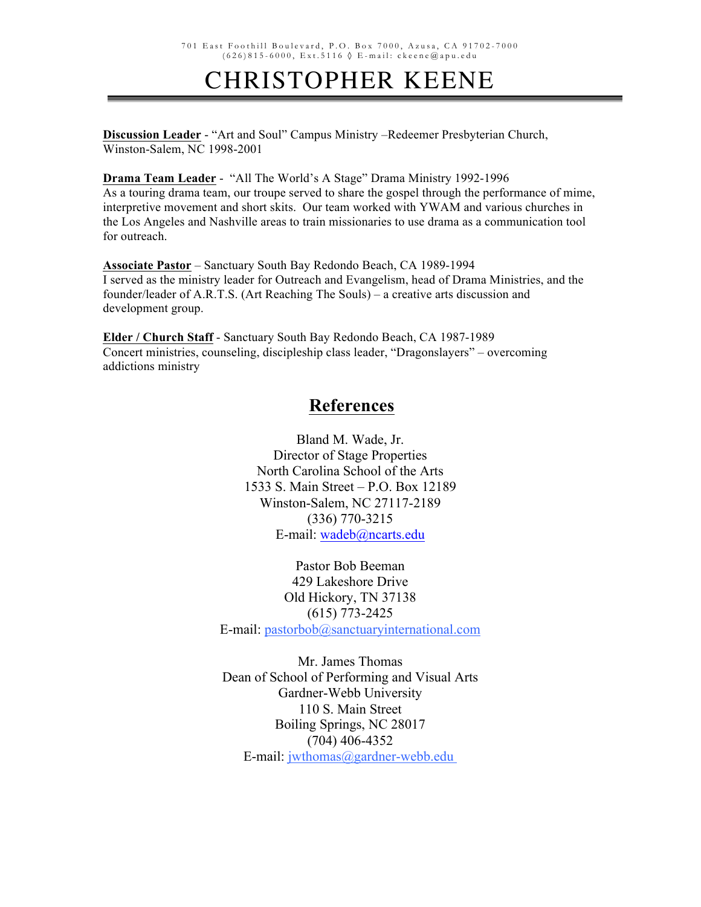701 East Foothill Boulevard, P.O. Box 7000, Azusa, CA 91702-7000
(626)815-6000, Ext.5116 ◊ E-mail: ckeene@apu.edu

# CHRISTOPHER KEENE

**Discussion Leader** - "Art and Soul" Campus Ministry –Redeemer Presbyterian Church, Winston-Salem, NC 1998-2001

**Drama Team Leader** - "All The World's A Stage" Drama Ministry 1992-1996
As a touring drama team, our troupe served to share the gospel through the performance of mime, interpretive movement and short skits. Our team worked with YWAM and various churches in the Los Angeles and Nashville areas to train missionaries to use drama as a communication tool for outreach.

**Associate Pastor** – Sanctuary South Bay Redondo Beach, CA 1989-1994
I served as the ministry leader for Outreach and Evangelism, head of Drama Ministries, and the founder/leader of A.R.T.S. (Art Reaching The Souls) – a creative arts discussion and development group.

**Elder / Church Staff** - Sanctuary South Bay Redondo Beach, CA 1987-1989
Concert ministries, counseling, discipleship class leader, "Dragonslayers" – overcoming addictions ministry

## References

Bland M. Wade, Jr.
Director of Stage Properties
North Carolina School of the Arts
1533 S. Main Street – P.O. Box 12189
Winston-Salem, NC 27117-2189
(336) 770-3215
E-mail: wadeb@ncarts.edu

Pastor Bob Beeman
429 Lakeshore Drive
Old Hickory, TN 37138
(615) 773-2425
E-mail: pastorbob@sanctuaryinternational.com

Mr. James Thomas
Dean of School of Performing and Visual Arts
Gardner-Webb University
110 S. Main Street
Boiling Springs, NC 28017
(704) 406-4352
E-mail: jwthomas@gardner-webb.edu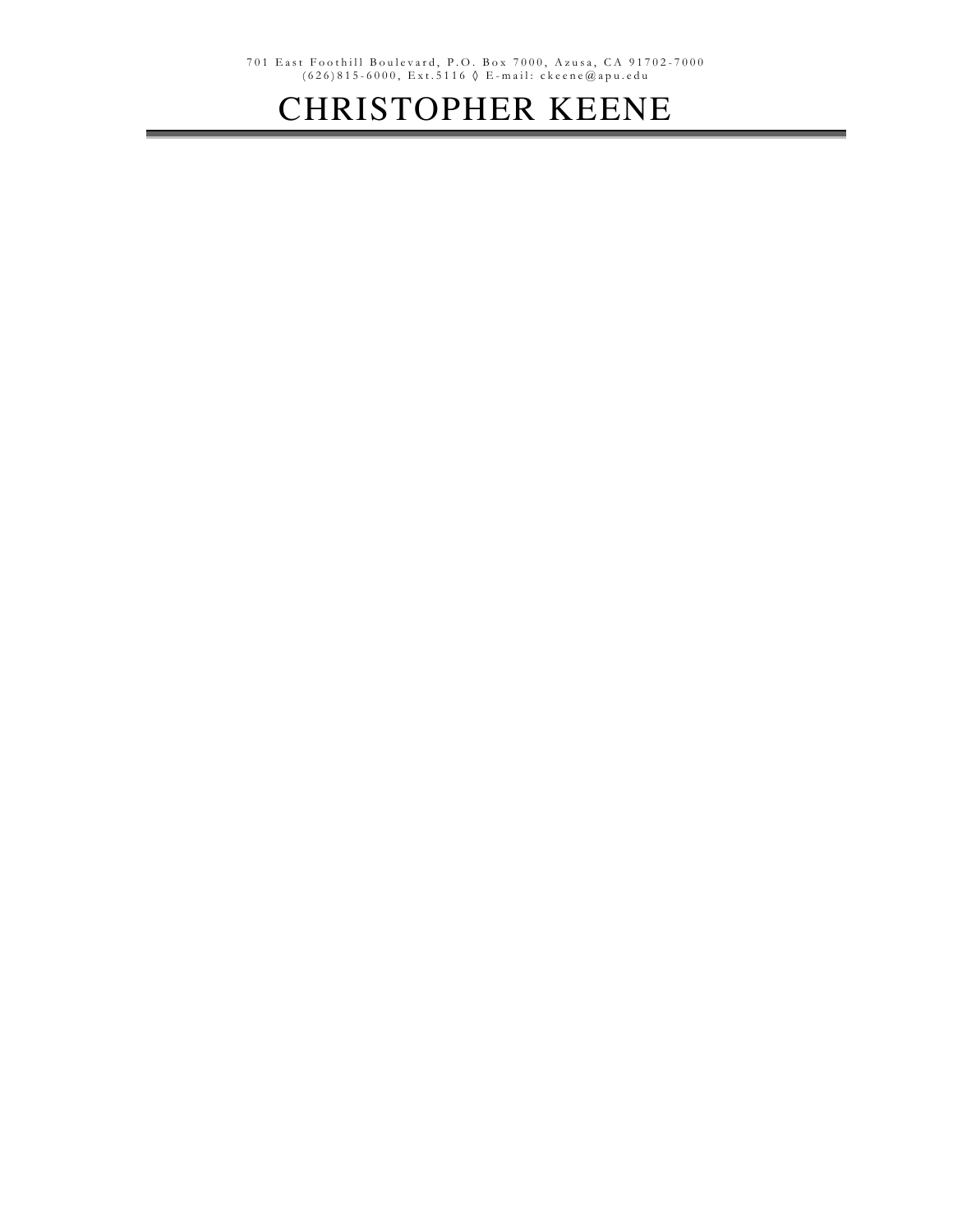701 East Foothill Boulevard, P.O. Box 7000, Azusa, CA 91702-7000
(626)815-6000, Ext.5116 ◊ E-mail: ckeene@apu.edu

# CHRISTOPHER KEENE